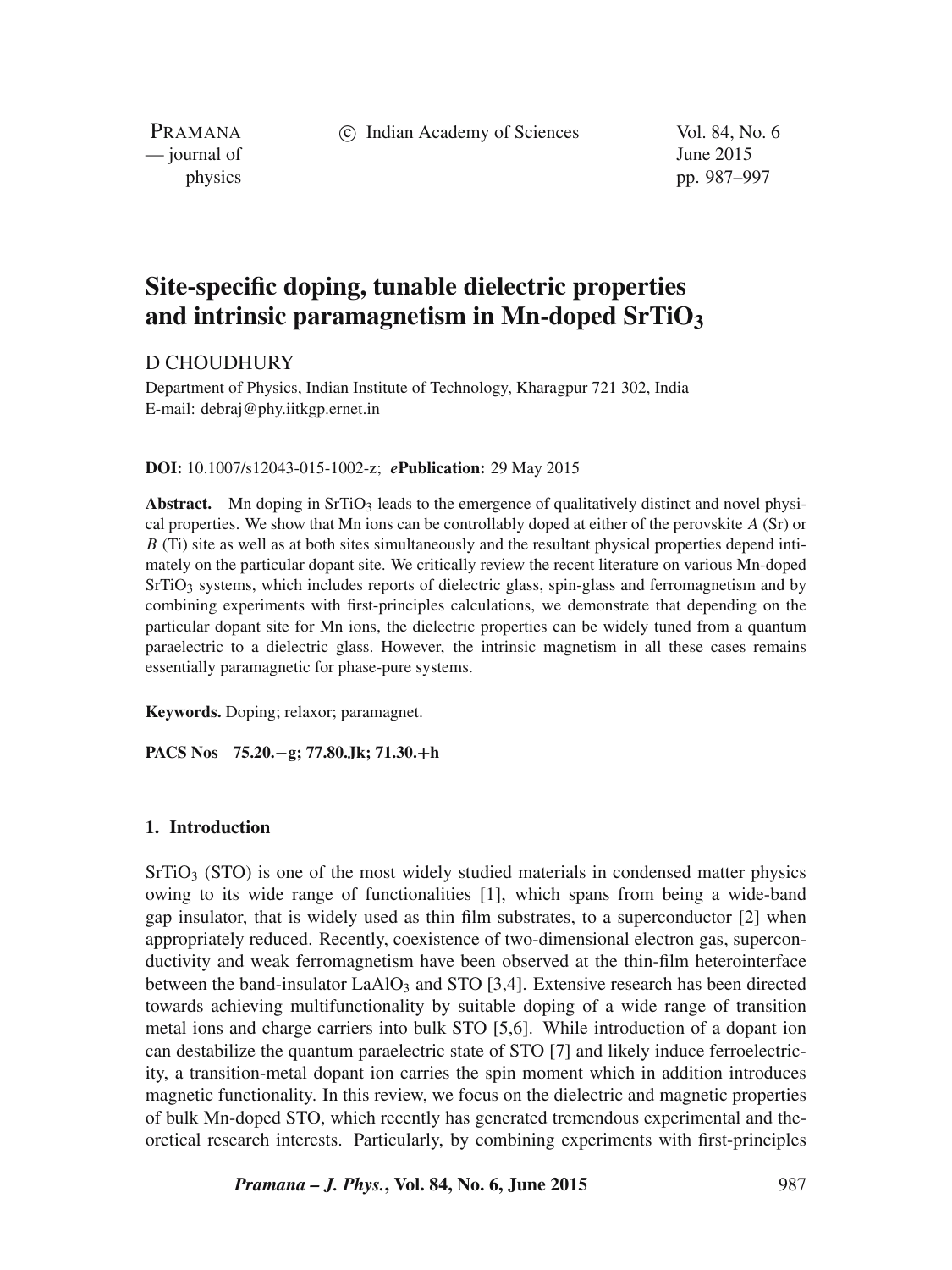# Site-specific doping, tunable dielectric properties and intrinsic paramagnetism in Mn-doped $SrTiO_3$

D CHOUDHURY

Department of Physics, Indian Institute of Technology, Kharagpur 721 302, India
E-mail: debraj@phy.iitkgp.ernet.in

**DOI:** 10.1007/s12043-015-1002-z; ***e*Publication:** 29 May 2015

**Abstract.** Mn doping in $SrTiO_3$ leads to the emergence of qualitatively distinct and novel physical properties. We show that Mn ions can be controllably doped at either of the perovskite $A$ (Sr) or $B$ (Ti) site as well as at both sites simultaneously and the resultant physical properties depend intimately on the particular dopant site. We critically review the recent literature on various Mn-doped $SrTiO_3$ systems, which includes reports of dielectric glass, spin-glass and ferromagnetism and by combining experiments with first-principles calculations, we demonstrate that depending on the particular dopant site for Mn ions, the dielectric properties can be widely tuned from a quantum paraelectric to a dielectric glass. However, the intrinsic magnetism in all these cases remains essentially paramagnetic for phase-pure systems.

**Keywords.** Doping; relaxor; paramagnet.

**PACS Nos** 75.20.−g; 77.80.Jk; 71.30.+h

## 1. Introduction

$SrTiO_3$ (STO) is one of the most widely studied materials in condensed matter physics owing to its wide range of functionalities [1], which spans from being a wide-band gap insulator, that is widely used as thin film substrates, to a superconductor [2] when appropriately reduced. Recently, coexistence of two-dimensional electron gas, superconductivity and weak ferromagnetism have been observed at the thin-film heterointerface between the band-insulator $LaAlO_3$ and STO [3,4]. Extensive research has been directed towards achieving multifunctionality by suitable doping of a wide range of transition metal ions and charge carriers into bulk STO [5,6]. While introduction of a dopant ion can destabilize the quantum paraelectric state of STO [7] and likely induce ferroelectricity, a transition-metal dopant ion carries the spin moment which in addition introduces magnetic functionality. In this review, we focus on the dielectric and magnetic properties of bulk Mn-doped STO, which recently has generated tremendous experimental and theoretical research interests. Particularly, by combining experiments with first-principles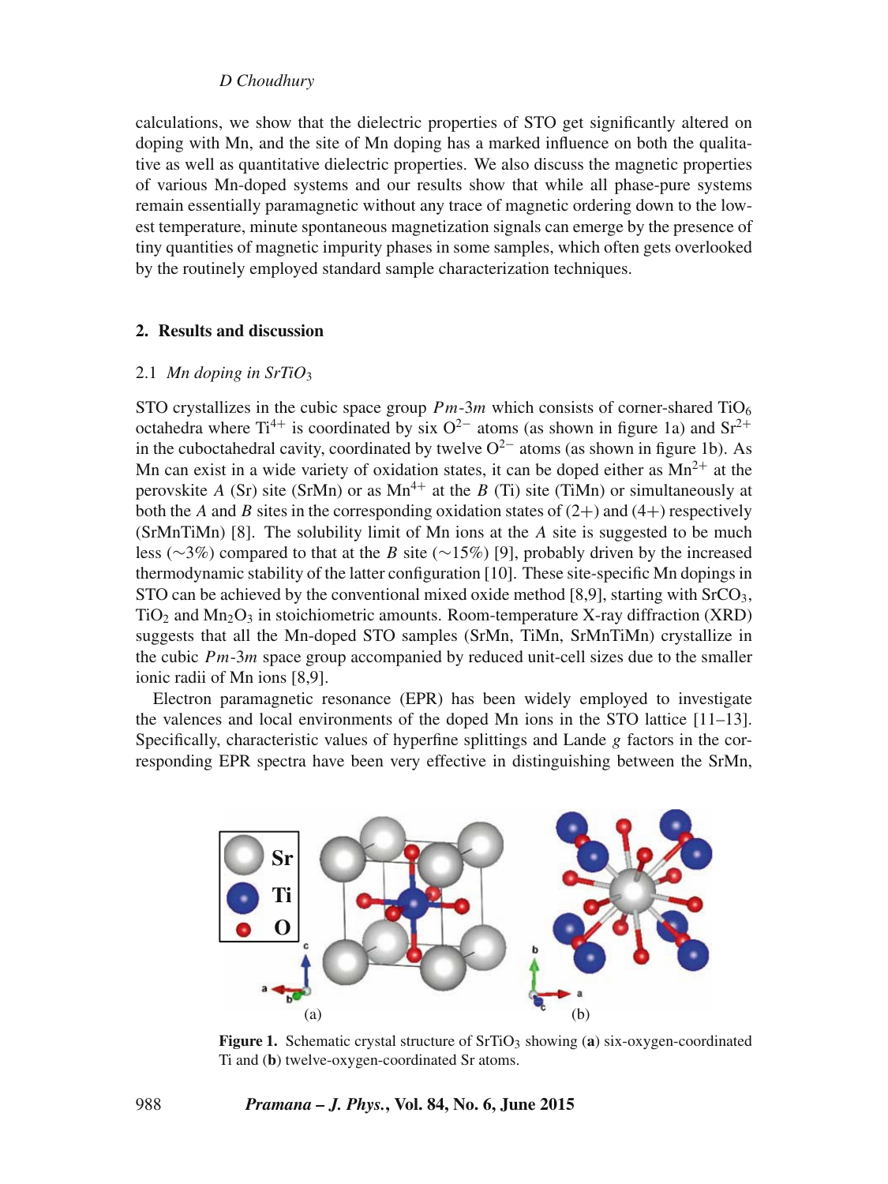calculations, we show that the dielectric properties of STO get significantly altered on doping with Mn, and the site of Mn doping has a marked influence on both the qualitative as well as quantitative dielectric properties. We also discuss the magnetic properties of various Mn-doped systems and our results show that while all phase-pure systems remain essentially paramagnetic without any trace of magnetic ordering down to the lowest temperature, minute spontaneous magnetization signals can emerge by the presence of tiny quantities of magnetic impurity phases in some samples, which often gets overlooked by the routinely employed standard sample characterization techniques.

## 2. Results and discussion

### 2.1 *Mn doping in $SrTiO_3$*

STO crystallizes in the cubic space group $Pm$-$3m$ which consists of corner-shared $TiO_6$ octahedra where $Ti^{4+}$ is coordinated by six $O^{2-}$ atoms (as shown in figure 1a) and $Sr^{2+}$ in the cuboctahedral cavity, coordinated by twelve $O^{2-}$ atoms (as shown in figure 1b). As Mn can exist in a wide variety of oxidation states, it can be doped either as $Mn^{2+}$ at the perovskite *A* (Sr) site (SrMn) or as $Mn^{4+}$ at the *B* (Ti) site (TiMn) or simultaneously at both the *A* and *B* sites in the corresponding oxidation states of (2+) and (4+) respectively (SrMnTiMn) [8]. The solubility limit of Mn ions at the *A* site is suggested to be much less (∼3%) compared to that at the *B* site (∼15%) [9], probably driven by the increased thermodynamic stability of the latter configuration [10]. These site-specific Mn dopings in STO can be achieved by the conventional mixed oxide method [8,9], starting with $SrCO_3$, $TiO_2$ and $Mn_2O_3$ in stoichiometric amounts. Room-temperature X-ray diffraction (XRD) suggests that all the Mn-doped STO samples (SrMn, TiMn, SrMnTiMn) crystallize in the cubic $Pm$-$3m$ space group accompanied by reduced unit-cell sizes due to the smaller ionic radii of Mn ions [8,9].

Electron paramagnetic resonance (EPR) has been widely employed to investigate the valences and local environments of the doped Mn ions in the STO lattice [11–13]. Specifically, characteristic values of hyperfine splittings and Lande *g* factors in the corresponding EPR spectra have been very effective in distinguishing between the SrMn,

**Figure 1.** Schematic crystal structure of $SrTiO_3$ showing (**a**) six-oxygen-coordinated Ti and (**b**) twelve-oxygen-coordinated Sr atoms.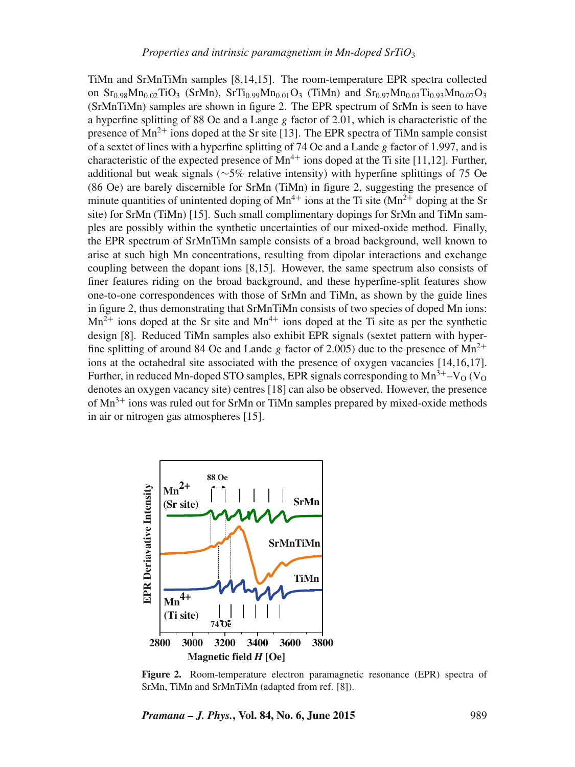TiMn and SrMnTiMn samples [8,14,15]. The room-temperature EPR spectra collected on $Sr_{0.98}Mn_{0.02}TiO_3$ (SrMn), $SrTi_{0.99}Mn_{0.01}O_3$ (TiMn) and $Sr_{0.97}Mn_{0.03}Ti_{0.93}Mn_{0.07}O_3$ (SrMnTiMn) samples are shown in figure 2. The EPR spectrum of SrMn is seen to have a hyperfine splitting of 88 Oe and a Lange $g$ factor of 2.01, which is characteristic of the presence of $Mn^{2+}$ ions doped at the Sr site [13]. The EPR spectra of TiMn sample consist of a sextet of lines with a hyperfine splitting of 74 Oe and a Lande $g$ factor of 1.997, and is characteristic of the expected presence of $Mn^{4+}$ ions doped at the Ti site [11,12]. Further, additional but weak signals (∼5% relative intensity) with hyperfine splittings of 75 Oe (86 Oe) are barely discernible for SrMn (TiMn) in figure 2, suggesting the presence of minute quantities of unintented doping of $Mn^{4+}$ ions at the Ti site ($Mn^{2+}$ doping at the Sr site) for SrMn (TiMn) [15]. Such small complimentary dopings for SrMn and TiMn samples are possibly within the synthetic uncertainties of our mixed-oxide method. Finally, the EPR spectrum of SrMnTiMn sample consists of a broad background, well known to arise at such high Mn concentrations, resulting from dipolar interactions and exchange coupling between the dopant ions [8,15]. However, the same spectrum also consists of finer features riding on the broad background, and these hyperfine-split features show one-to-one correspondences with those of SrMn and TiMn, as shown by the guide lines in figure 2, thus demonstrating that SrMnTiMn consists of two species of doped Mn ions: $Mn^{2+}$ ions doped at the Sr site and $Mn^{4+}$ ions doped at the Ti site as per the synthetic design [8]. Reduced TiMn samples also exhibit EPR signals (sextet pattern with hyperfine splitting of around 84 Oe and Lande $g$ factor of 2.005) due to the presence of $Mn^{2+}$ ions at the octahedral site associated with the presence of oxygen vacancies [14,16,17]. Further, in reduced Mn-doped STO samples, EPR signals corresponding to $Mn^{3+}$–$V_O$ ($V_O$ denotes an oxygen vacancy site) centres [18] can also be observed. However, the presence of $Mn^{3+}$ ions was ruled out for SrMn or TiMn samples prepared by mixed-oxide methods in air or nitrogen gas atmospheres [15].

**Figure 2.** Room-temperature electron paramagnetic resonance (EPR) spectra of SrMn, TiMn and SrMnTiMn (adapted from ref. [8]).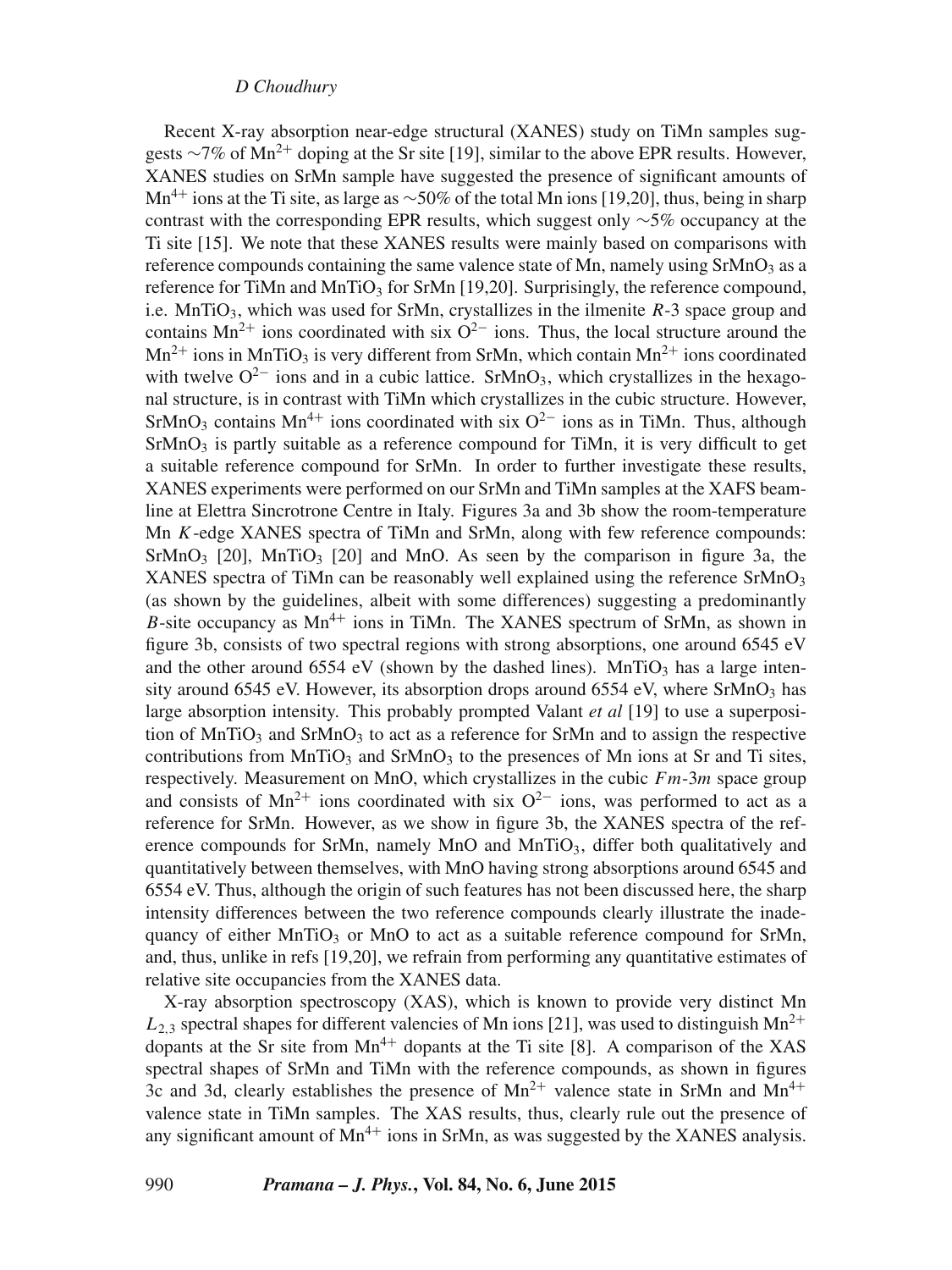Recent X-ray absorption near-edge structural (XANES) study on TiMn samples suggests ∼7% of $Mn^{2+}$ doping at the Sr site [19], similar to the above EPR results. However, XANES studies on SrMn sample have suggested the presence of significant amounts of $Mn^{4+}$ ions at the Ti site, as large as ∼50% of the total Mn ions [19,20], thus, being in sharp contrast with the corresponding EPR results, which suggest only ∼5% occupancy at the Ti site [15]. We note that these XANES results were mainly based on comparisons with reference compounds containing the same valence state of Mn, namely using $SrMnO_3$ as a reference for TiMn and $MnTiO_3$ for SrMn [19,20]. Surprisingly, the reference compound, i.e. $MnTiO_3$, which was used for SrMn, crystallizes in the ilmenite *R*-3 space group and contains $Mn^{2+}$ ions coordinated with six $O^{2-}$ ions. Thus, the local structure around the $Mn^{2+}$ ions in $MnTiO_3$ is very different from SrMn, which contain $Mn^{2+}$ ions coordinated with twelve $O^{2-}$ ions and in a cubic lattice. $SrMnO_3$, which crystallizes in the hexagonal structure, is in contrast with TiMn which crystallizes in the cubic structure. However, $SrMnO_3$ contains $Mn^{4+}$ ions coordinated with six $O^{2-}$ ions as in TiMn. Thus, although $SrMnO_3$ is partly suitable as a reference compound for TiMn, it is very difficult to get a suitable reference compound for SrMn. In order to further investigate these results, XANES experiments were performed on our SrMn and TiMn samples at the XAFS beamline at Elettra Sincrotrone Centre in Italy. Figures 3a and 3b show the room-temperature Mn *K*-edge XANES spectra of TiMn and SrMn, along with few reference compounds: $SrMnO_3$ [20], $MnTiO_3$ [20] and MnO. As seen by the comparison in figure 3a, the XANES spectra of TiMn can be reasonably well explained using the reference $SrMnO_3$ (as shown by the guidelines, albeit with some differences) suggesting a predominantly *B*-site occupancy as $Mn^{4+}$ ions in TiMn. The XANES spectrum of SrMn, as shown in figure 3b, consists of two spectral regions with strong absorptions, one around 6545 eV and the other around 6554 eV (shown by the dashed lines). $MnTiO_3$ has a large intensity around 6545 eV. However, its absorption drops around 6554 eV, where $SrMnO_3$ has large absorption intensity. This probably prompted Valant *et al* [19] to use a superposition of $MnTiO_3$ and $SrMnO_3$ to act as a reference for SrMn and to assign the respective contributions from $MnTiO_3$ and $SrMnO_3$ to the presences of Mn ions at Sr and Ti sites, respectively. Measurement on MnO, which crystallizes in the cubic *Fm*-3*m* space group and consists of $Mn^{2+}$ ions coordinated with six $O^{2-}$ ions, was performed to act as a reference for SrMn. However, as we show in figure 3b, the XANES spectra of the reference compounds for SrMn, namely MnO and $MnTiO_3$, differ both qualitatively and quantitatively between themselves, with MnO having strong absorptions around 6545 and 6554 eV. Thus, although the origin of such features has not been discussed here, the sharp intensity differences between the two reference compounds clearly illustrate the inadequancy of either $MnTiO_3$ or MnO to act as a suitable reference compound for SrMn, and, thus, unlike in refs [19,20], we refrain from performing any quantitative estimates of relative site occupancies from the XANES data.

X-ray absorption spectroscopy (XAS), which is known to provide very distinct Mn $L_{2,3}$ spectral shapes for different valencies of Mn ions [21], was used to distinguish $Mn^{2+}$ dopants at the Sr site from $Mn^{4+}$ dopants at the Ti site [8]. A comparison of the XAS spectral shapes of SrMn and TiMn with the reference compounds, as shown in figures 3c and 3d, clearly establishes the presence of $Mn^{2+}$ valence state in SrMn and $Mn^{4+}$ valence state in TiMn samples. The XAS results, thus, clearly rule out the presence of any significant amount of $Mn^{4+}$ ions in SrMn, as was suggested by the XANES analysis.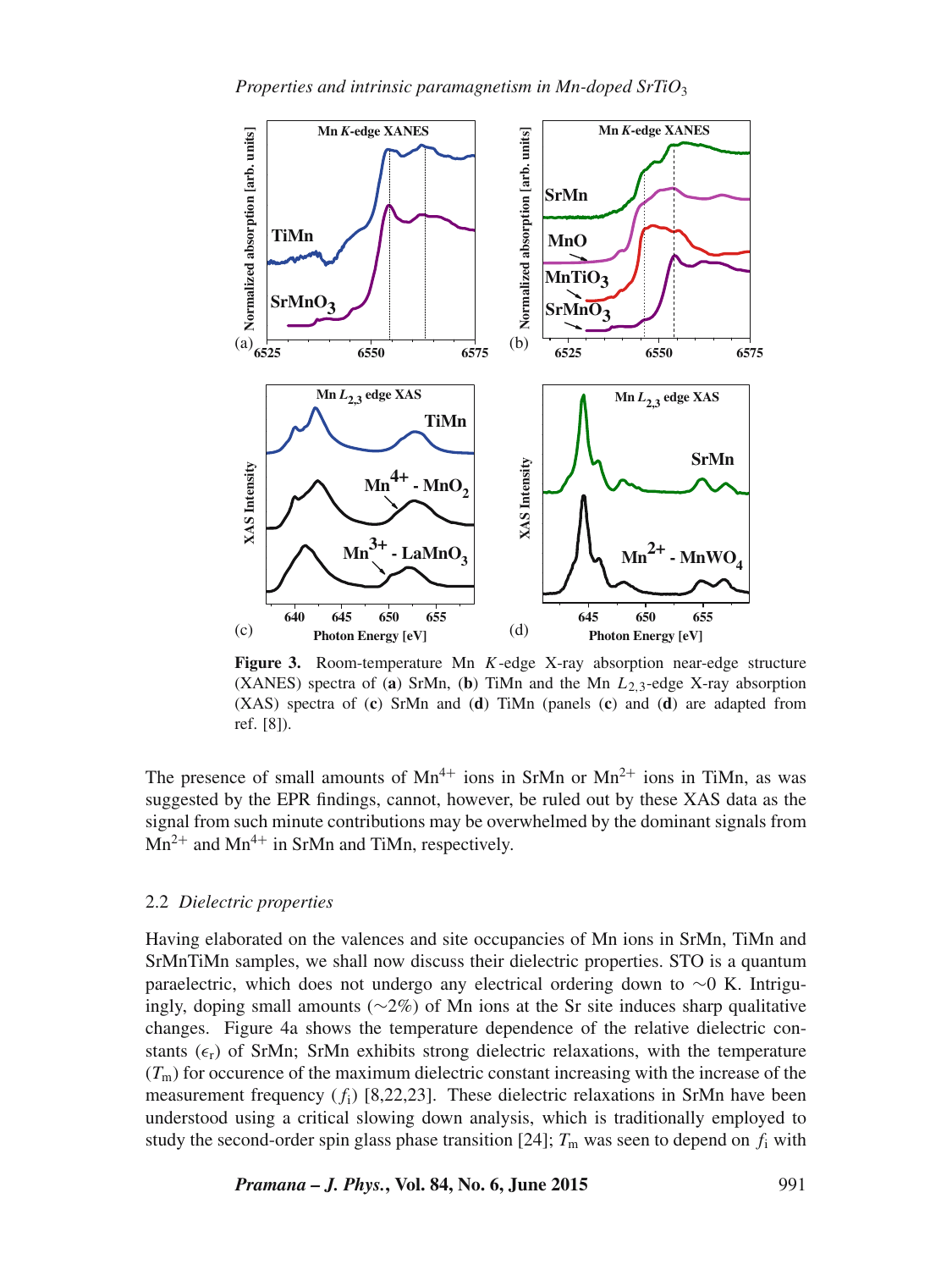**Figure 3.** Room-temperature Mn $K$-edge X-ray absorption near-edge structure (XANES) spectra of (**a**) SrMn, (**b**) TiMn and the Mn $L_{2,3}$-edge X-ray absorption (XAS) spectra of (**c**) SrMn and (**d**) TiMn (panels (**c**) and (**d**) are adapted from ref. [8]).

The presence of small amounts of $Mn^{4+}$ ions in SrMn or $Mn^{2+}$ ions in TiMn, as was suggested by the EPR findings, cannot, however, be ruled out by these XAS data as the signal from such minute contributions may be overwhelmed by the dominant signals from $Mn^{2+}$ and $Mn^{4+}$ in SrMn and TiMn, respectively.

### 2.2 *Dielectric properties*

Having elaborated on the valences and site occupancies of Mn ions in SrMn, TiMn and SrMnTiMn samples, we shall now discuss their dielectric properties. STO is a quantum paraelectric, which does not undergo any electrical ordering down to $\sim$0 K. Intriguingly, doping small amounts ($\sim$2%) of Mn ions at the Sr site induces sharp qualitative changes. Figure 4a shows the temperature dependence of the relative dielectric constants ($\epsilon_r$) of SrMn; SrMn exhibits strong dielectric relaxations, with the temperature ($T_m$) for occurence of the maximum dielectric constant increasing with the increase of the measurement frequency ($f_i$) [8,22,23]. These dielectric relaxations in SrMn have been understood using a critical slowing down analysis, which is traditionally employed to study the second-order spin glass phase transition [24]; $T_m$ was seen to depend on $f_i$ with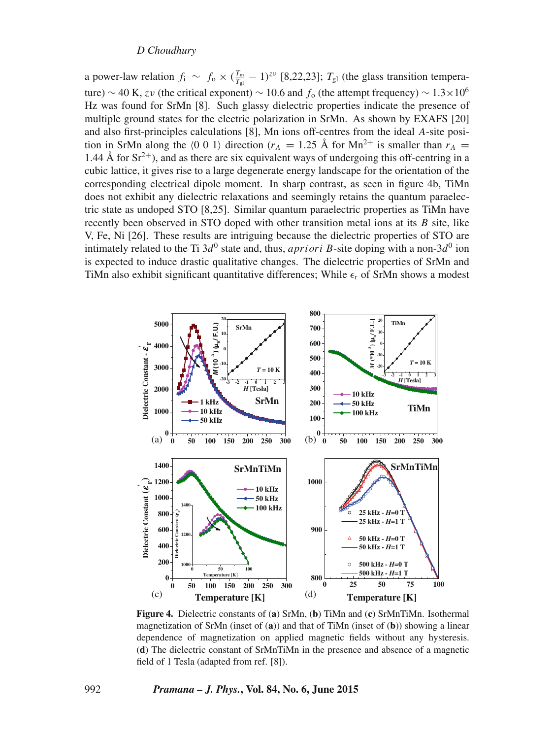a power-law relation $f_i \sim f_o \times (\frac{T_m}{T_{gl}} - 1)^{z\nu}$ [8,22,23]; $T_{gl}$ (the glass transition temperature) $\sim$ 40 K, $z\nu$ (the critical exponent) $\sim$ 10.6 and $f_o$ (the attempt frequency) $\sim 1.3\times10^6$ Hz was found for SrMn [8]. Such glassy dielectric properties indicate the presence of multiple ground states for the electric polarization in SrMn. As shown by EXAFS [20] and also first-principles calculations [8], Mn ions off-centres from the ideal $A$-site position in SrMn along the $\langle 0\ 0\ 1\rangle$ direction ($r_A = 1.25$ Å for $Mn^{2+}$ is smaller than $r_A = 1.44$ Å for $Sr^{2+}$), and as there are six equivalent ways of undergoing this off-centring in a cubic lattice, it gives rise to a large degenerate energy landscape for the orientation of the corresponding electrical dipole moment. In sharp contrast, as seen in figure 4b, TiMn does not exhibit any dielectric relaxations and seemingly retains the quantum paraelectric state as undoped STO [8,25]. Similar quantum paraelectric properties as TiMn have recently been observed in STO doped with other transition metal ions at its $B$ site, like V, Fe, Ni [26]. These results are intriguing because the dielectric properties of STO are intimately related to the Ti $3d^0$ state and, thus, *apriori* $B$-site doping with a non-$3d^0$ ion is expected to induce drastic qualitative changes. The dielectric properties of SrMn and TiMn also exhibit significant quantitative differences; While $\epsilon_r$ of SrMn shows a modest

**Figure 4.** Dielectric constants of (**a**) SrMn, (**b**) TiMn and (**c**) SrMnTiMn. Isothermal magnetization of SrMn (inset of (**a**)) and that of TiMn (inset of (**b**)) showing a linear dependence of magnetization on applied magnetic fields without any hysteresis. (**d**) The dielectric constant of SrMnTiMn in the presence and absence of a magnetic field of 1 Tesla (adapted from ref. [8]).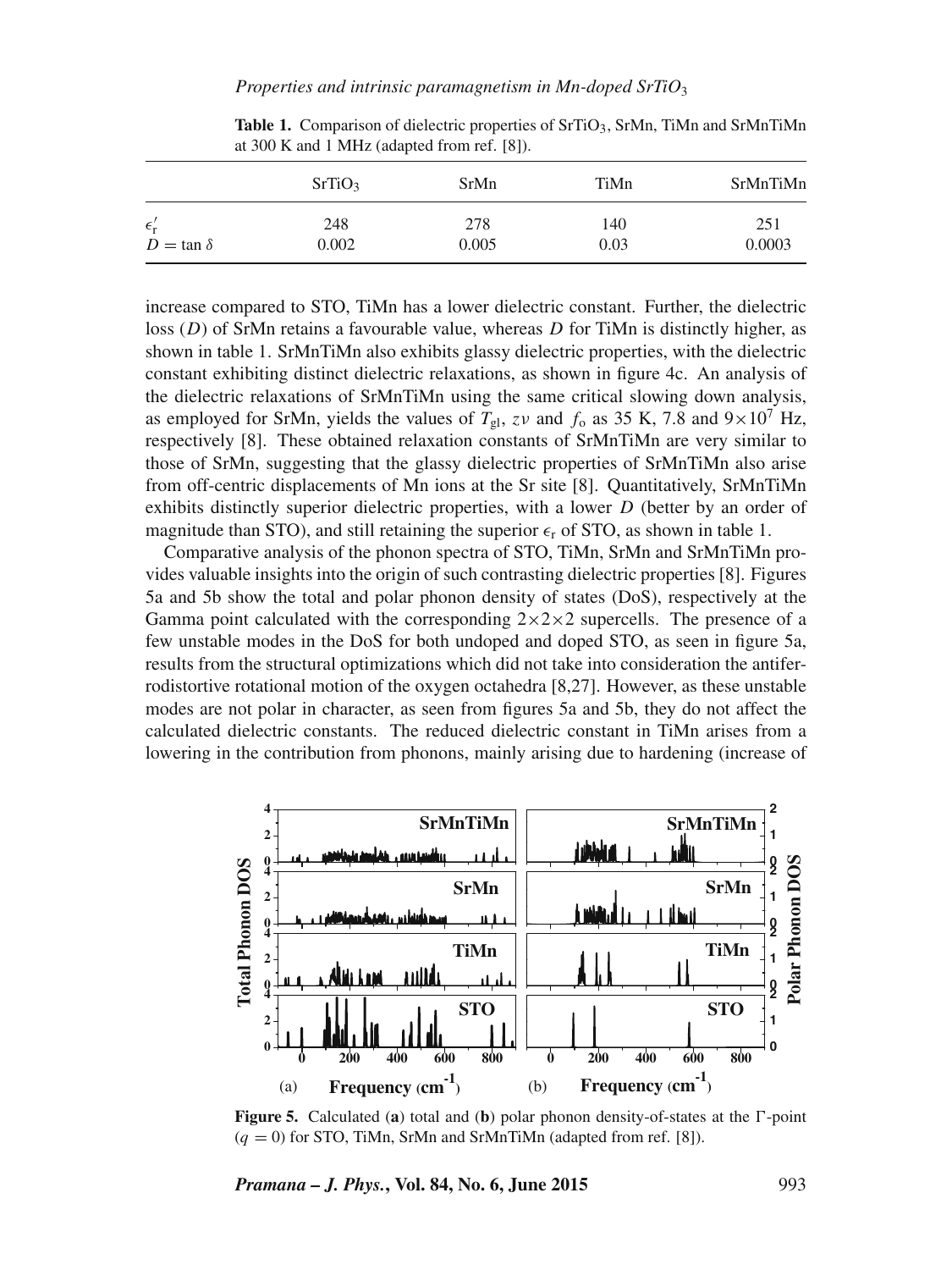**Table 1.** Comparison of dielectric properties of $SrTiO_3$, SrMn, TiMn and SrMnTiMn at 300 K and 1 MHz (adapted from ref. [8]).

| | $SrTiO_3$ | SrMn | TiMn | SrMnTiMn |
|---|---|---|---|---|
| $\epsilon_r'$ | 248 | 278 | 140 | 251 |
| $D = \tan\delta$ | 0.002 | 0.005 | 0.03 | 0.0003 |

increase compared to STO, TiMn has a lower dielectric constant. Further, the dielectric loss ($D$) of SrMn retains a favourable value, whereas $D$ for TiMn is distinctly higher, as shown in table 1. SrMnTiMn also exhibits glassy dielectric properties, with the dielectric constant exhibiting distinct dielectric relaxations, as shown in figure 4c. An analysis of the dielectric relaxations of SrMnTiMn using the same critical slowing down analysis, as employed for SrMn, yields the values of $T_{gl}$, $z\nu$ and $f_o$ as 35 K, 7.8 and $9\times10^7$ Hz, respectively [8]. These obtained relaxation constants of SrMnTiMn are very similar to those of SrMn, suggesting that the glassy dielectric properties of SrMnTiMn also arise from off-centric displacements of Mn ions at the Sr site [8]. Quantitatively, SrMnTiMn exhibits distinctly superior dielectric properties, with a lower $D$ (better by an order of magnitude than STO), and still retaining the superior $\epsilon_r$ of STO, as shown in table 1.

Comparative analysis of the phonon spectra of STO, TiMn, SrMn and SrMnTiMn provides valuable insights into the origin of such contrasting dielectric properties [8]. Figures 5a and 5b show the total and polar phonon density of states (DoS), respectively at the Gamma point calculated with the corresponding $2\times2\times2$ supercells. The presence of a few unstable modes in the DoS for both undoped and doped STO, as seen in figure 5a, results from the structural optimizations which did not take into consideration the antiferrodistortive rotational motion of the oxygen octahedra [8,27]. However, as these unstable modes are not polar in character, as seen from figures 5a and 5b, they do not affect the calculated dielectric constants. The reduced dielectric constant in TiMn arises from a lowering in the contribution from phonons, mainly arising due to hardening (increase of

**Figure 5.** Calculated (**a**) total and (**b**) polar phonon density-of-states at the $\Gamma$-point ($q = 0$) for STO, TiMn, SrMn and SrMnTiMn (adapted from ref. [8]).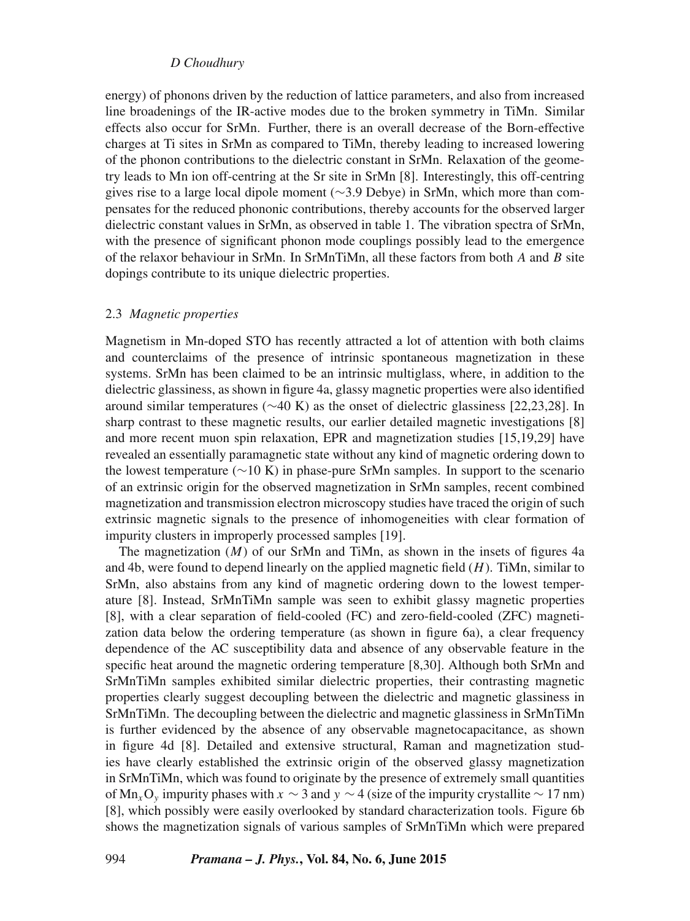energy) of phonons driven by the reduction of lattice parameters, and also from increased line broadenings of the IR-active modes due to the broken symmetry in TiMn. Similar effects also occur for SrMn. Further, there is an overall decrease of the Born-effective charges at Ti sites in SrMn as compared to TiMn, thereby leading to increased lowering of the phonon contributions to the dielectric constant in SrMn. Relaxation of the geometry leads to Mn ion off-centring at the Sr site in SrMn [8]. Interestingly, this off-centring gives rise to a large local dipole moment (∼3.9 Debye) in SrMn, which more than compensates for the reduced phononic contributions, thereby accounts for the observed larger dielectric constant values in SrMn, as observed in table 1. The vibration spectra of SrMn, with the presence of significant phonon mode couplings possibly lead to the emergence of the relaxor behaviour in SrMn. In SrMnTiMn, all these factors from both $A$ and $B$ site dopings contribute to its unique dielectric properties.

### 2.3 *Magnetic properties*

Magnetism in Mn-doped STO has recently attracted a lot of attention with both claims and counterclaims of the presence of intrinsic spontaneous magnetization in these systems. SrMn has been claimed to be an intrinsic multiglass, where, in addition to the dielectric glassiness, as shown in figure 4a, glassy magnetic properties were also identified around similar temperatures (∼40 K) as the onset of dielectric glassiness [22,23,28]. In sharp contrast to these magnetic results, our earlier detailed magnetic investigations [8] and more recent muon spin relaxation, EPR and magnetization studies [15,19,29] have revealed an essentially paramagnetic state without any kind of magnetic ordering down to the lowest temperature (∼10 K) in phase-pure SrMn samples. In support to the scenario of an extrinsic origin for the observed magnetization in SrMn samples, recent combined magnetization and transmission electron microscopy studies have traced the origin of such extrinsic magnetic signals to the presence of inhomogeneities with clear formation of impurity clusters in improperly processed samples [19].

The magnetization ($M$) of our SrMn and TiMn, as shown in the insets of figures 4a and 4b, were found to depend linearly on the applied magnetic field ($H$). TiMn, similar to SrMn, also abstains from any kind of magnetic ordering down to the lowest temperature [8]. Instead, SrMnTiMn sample was seen to exhibit glassy magnetic properties [8], with a clear separation of field-cooled (FC) and zero-field-cooled (ZFC) magnetization data below the ordering temperature (as shown in figure 6a), a clear frequency dependence of the AC susceptibility data and absence of any observable feature in the specific heat around the magnetic ordering temperature [8,30]. Although both SrMn and SrMnTiMn samples exhibited similar dielectric properties, their contrasting magnetic properties clearly suggest decoupling between the dielectric and magnetic glassiness in SrMnTiMn. The decoupling between the dielectric and magnetic glassiness in SrMnTiMn is further evidenced by the absence of any observable magnetocapacitance, as shown in figure 4d [8]. Detailed and extensive structural, Raman and magnetization studies have clearly established the extrinsic origin of the observed glassy magnetization in SrMnTiMn, which was found to originate by the presence of extremely small quantities of $Mn_xO_y$ impurity phases with $x \sim 3$ and $y \sim 4$ (size of the impurity crystallite ∼ 17 nm) [8], which possibly were easily overlooked by standard characterization tools. Figure 6b shows the magnetization signals of various samples of SrMnTiMn which were prepared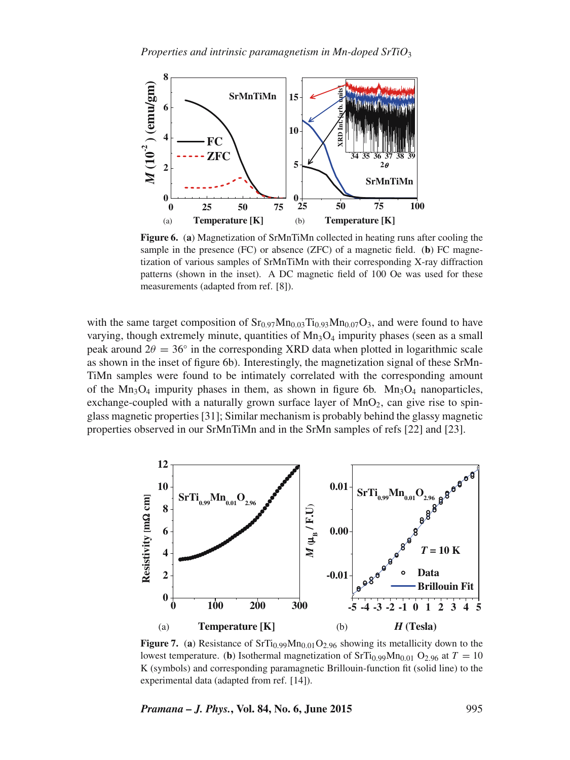**Figure 6.** (**a**) Magnetization of SrMnTiMn collected in heating runs after cooling the sample in the presence (FC) or absence (ZFC) of a magnetic field. (**b**) FC magnetization of various samples of SrMnTiMn with their corresponding X-ray diffraction patterns (shown in the inset). A DC magnetic field of 100 Oe was used for these measurements (adapted from ref. [8]).

with the same target composition of $Sr_{0.97}Mn_{0.03}Ti_{0.93}Mn_{0.07}O_3$, and were found to have varying, though extremely minute, quantities of $Mn_3O_4$ impurity phases (seen as a small peak around $2\theta = 36^\circ$ in the corresponding XRD data when plotted in logarithmic scale as shown in the inset of figure 6b). Interestingly, the magnetization signal of these SrMnTiMn samples were found to be intimately correlated with the corresponding amount of the $Mn_3O_4$ impurity phases in them, as shown in figure 6b. $Mn_3O_4$ nanoparticles, exchange-coupled with a naturally grown surface layer of $MnO_2$, can give rise to spin-glass magnetic properties [31]; Similar mechanism is probably behind the glassy magnetic properties observed in our SrMnTiMn and in the SrMn samples of refs [22] and [23].

**Figure 7.** (**a**) Resistance of $SrTi_{0.99}Mn_{0.01}O_{2.96}$ showing its metallicity down to the lowest temperature. (**b**) Isothermal magnetization of $SrTi_{0.99}Mn_{0.01}$ $O_{2.96}$ at $T = 10$ K (symbols) and corresponding paramagnetic Brillouin-function fit (solid line) to the experimental data (adapted from ref. [14]).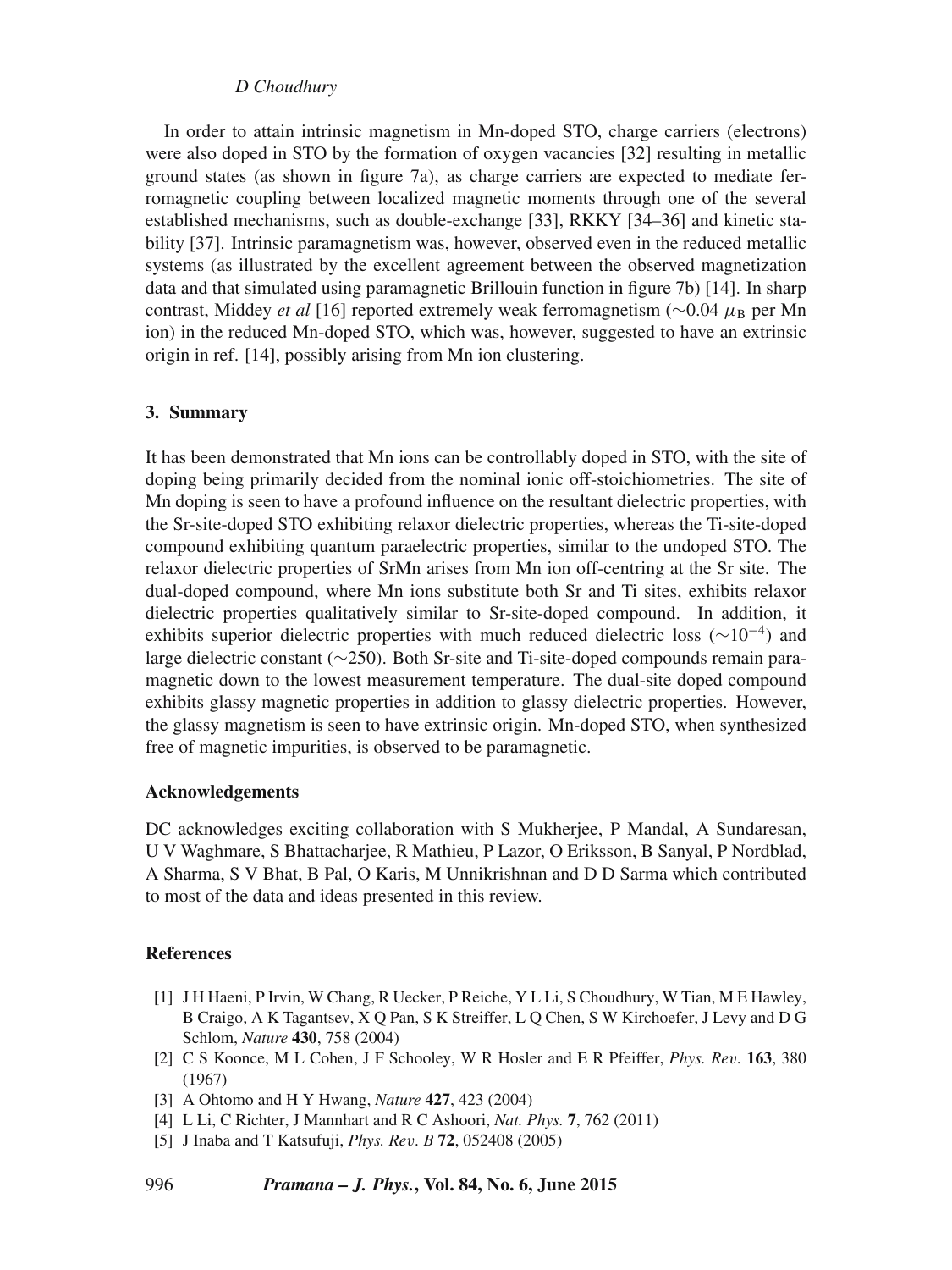In order to attain intrinsic magnetism in Mn-doped STO, charge carriers (electrons) were also doped in STO by the formation of oxygen vacancies [32] resulting in metallic ground states (as shown in figure 7a), as charge carriers are expected to mediate ferromagnetic coupling between localized magnetic moments through one of the several established mechanisms, such as double-exchange [33], RKKY [34–36] and kinetic stability [37]. Intrinsic paramagnetism was, however, observed even in the reduced metallic systems (as illustrated by the excellent agreement between the observed magnetization data and that simulated using paramagnetic Brillouin function in figure 7b) [14]. In sharp contrast, Middey *et al* [16] reported extremely weak ferromagnetism ($\sim$0.04 $\mu_B$ per Mn ion) in the reduced Mn-doped STO, which was, however, suggested to have an extrinsic origin in ref. [14], possibly arising from Mn ion clustering.

## 3. Summary

It has been demonstrated that Mn ions can be controllably doped in STO, with the site of doping being primarily decided from the nominal ionic off-stoichiometries. The site of Mn doping is seen to have a profound influence on the resultant dielectric properties, with the Sr-site-doped STO exhibiting relaxor dielectric properties, whereas the Ti-site-doped compound exhibiting quantum paraelectric properties, similar to the undoped STO. The relaxor dielectric properties of SrMn arises from Mn ion off-centring at the Sr site. The dual-doped compound, where Mn ions substitute both Sr and Ti sites, exhibits relaxor dielectric properties qualitatively similar to Sr-site-doped compound. In addition, it exhibits superior dielectric properties with much reduced dielectric loss ($\sim 10^{-4}$) and large dielectric constant ($\sim$250). Both Sr-site and Ti-site-doped compounds remain paramagnetic down to the lowest measurement temperature. The dual-site doped compound exhibits glassy magnetic properties in addition to glassy dielectric properties. However, the glassy magnetism is seen to have extrinsic origin. Mn-doped STO, when synthesized free of magnetic impurities, is observed to be paramagnetic.

### Acknowledgements

DC acknowledges exciting collaboration with S Mukherjee, P Mandal, A Sundaresan, U V Waghmare, S Bhattacharjee, R Mathieu, P Lazor, O Eriksson, B Sanyal, P Nordblad, A Sharma, S V Bhat, B Pal, O Karis, M Unnikrishnan and D D Sarma which contributed to most of the data and ideas presented in this review.

### References

[1] J H Haeni, P Irvin, W Chang, R Uecker, P Reiche, Y L Li, S Choudhury, W Tian, M E Hawley, B Craigo, A K Tagantsev, X Q Pan, S K Streiffer, L Q Chen, S W Kirchoefer, J Levy and D G Schlom, *Nature* **430**, 758 (2004)

[2] C S Koonce, M L Cohen, J F Schooley, W R Hosler and E R Pfeiffer, *Phys. Rev.* **163**, 380 (1967)

[3] A Ohtomo and H Y Hwang, *Nature* **427**, 423 (2004)

[4] L Li, C Richter, J Mannhart and R C Ashoori, *Nat. Phys.* **7**, 762 (2011)

[5] J Inaba and T Katsufuji, *Phys. Rev. B* **72**, 052408 (2005)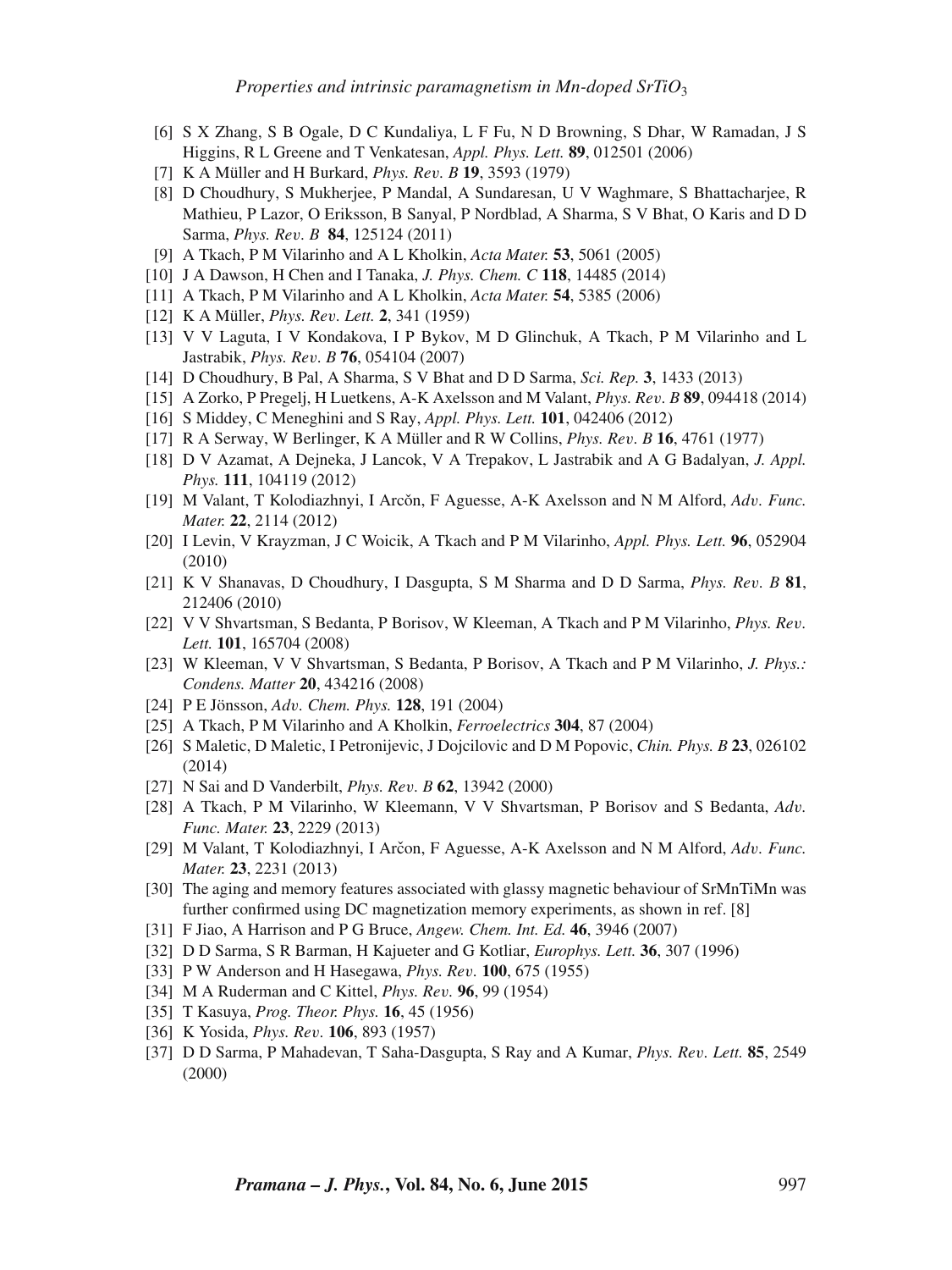[6] S X Zhang, S B Ogale, D C Kundaliya, L F Fu, N D Browning, S Dhar, W Ramadan, J S Higgins, R L Greene and T Venkatesan, *Appl. Phys. Lett.* **89**, 012501 (2006)

[7] K A Müller and H Burkard, *Phys. Rev. B* **19**, 3593 (1979)

[8] D Choudhury, S Mukherjee, P Mandal, A Sundaresan, U V Waghmare, S Bhattacharjee, R Mathieu, P Lazor, O Eriksson, B Sanyal, P Nordblad, A Sharma, S V Bhat, O Karis and D D Sarma, *Phys. Rev. B* **84**, 125124 (2011)

[9] A Tkach, P M Vilarinho and A L Kholkin, *Acta Mater.* **53**, 5061 (2005)

[10] J A Dawson, H Chen and I Tanaka, *J. Phys. Chem. C* **118**, 14485 (2014)

[11] A Tkach, P M Vilarinho and A L Kholkin, *Acta Mater.* **54**, 5385 (2006)

[12] K A Müller, *Phys. Rev. Lett.* **2**, 341 (1959)

[13] V V Laguta, I V Kondakova, I P Bykov, M D Glinchuk, A Tkach, P M Vilarinho and L Jastrabik, *Phys. Rev. B* **76**, 054104 (2007)

[14] D Choudhury, B Pal, A Sharma, S V Bhat and D D Sarma, *Sci. Rep.* **3**, 1433 (2013)

[15] A Zorko, P Pregelj, H Luetkens, A-K Axelsson and M Valant, *Phys. Rev. B* **89**, 094418 (2014)

[16] S Middey, C Meneghini and S Ray, *Appl. Phys. Lett.* **101**, 042406 (2012)

[17] R A Serway, W Berlinger, K A Müller and R W Collins, *Phys. Rev. B* **16**, 4761 (1977)

[18] D V Azamat, A Dejneka, J Lancok, V A Trepakov, L Jastrabik and A G Badalyan, *J. Appl. Phys.* **111**, 104119 (2012)

[19] M Valant, T Kolodiazhnyi, I Arcŏn, F Aguesse, A-K Axelsson and N M Alford, *Adv. Func. Mater.* **22**, 2114 (2012)

[20] I Levin, V Krayzman, J C Woicik, A Tkach and P M Vilarinho, *Appl. Phys. Lett.* **96**, 052904 (2010)

[21] K V Shanavas, D Choudhury, I Dasgupta, S M Sharma and D D Sarma, *Phys. Rev. B* **81**, 212406 (2010)

[22] V V Shvartsman, S Bedanta, P Borisov, W Kleeman, A Tkach and P M Vilarinho, *Phys. Rev. Lett.* **101**, 165704 (2008)

[23] W Kleeman, V V Shvartsman, S Bedanta, P Borisov, A Tkach and P M Vilarinho, *J. Phys.: Condens. Matter* **20**, 434216 (2008)

[24] P E Jönsson, *Adv. Chem. Phys.* **128**, 191 (2004)

[25] A Tkach, P M Vilarinho and A Kholkin, *Ferroelectrics* **304**, 87 (2004)

[26] S Maletic, D Maletic, I Petronijevic, J Dojcilovic and D M Popovic, *Chin. Phys. B* **23**, 026102 (2014)

[27] N Sai and D Vanderbilt, *Phys. Rev. B* **62**, 13942 (2000)

[28] A Tkach, P M Vilarinho, W Kleemann, V V Shvartsman, P Borisov and S Bedanta, *Adv. Func. Mater.* **23**, 2229 (2013)

[29] M Valant, T Kolodiazhnyi, I Arčon, F Aguesse, A-K Axelsson and N M Alford, *Adv. Func. Mater.* **23**, 2231 (2013)

[30] The aging and memory features associated with glassy magnetic behaviour of SrMnTiMn was further confirmed using DC magnetization memory experiments, as shown in ref. [8]

[31] F Jiao, A Harrison and P G Bruce, *Angew. Chem. Int. Ed.* **46**, 3946 (2007)

[32] D D Sarma, S R Barman, H Kajueter and G Kotliar, *Europhys. Lett.* **36**, 307 (1996)

[33] P W Anderson and H Hasegawa, *Phys. Rev.* **100**, 675 (1955)

[34] M A Ruderman and C Kittel, *Phys. Rev.* **96**, 99 (1954)

[35] T Kasuya, *Prog. Theor. Phys.* **16**, 45 (1956)

[36] K Yosida, *Phys. Rev.* **106**, 893 (1957)

[37] D D Sarma, P Mahadevan, T Saha-Dasgupta, S Ray and A Kumar, *Phys. Rev. Lett.* **85**, 2549 (2000)